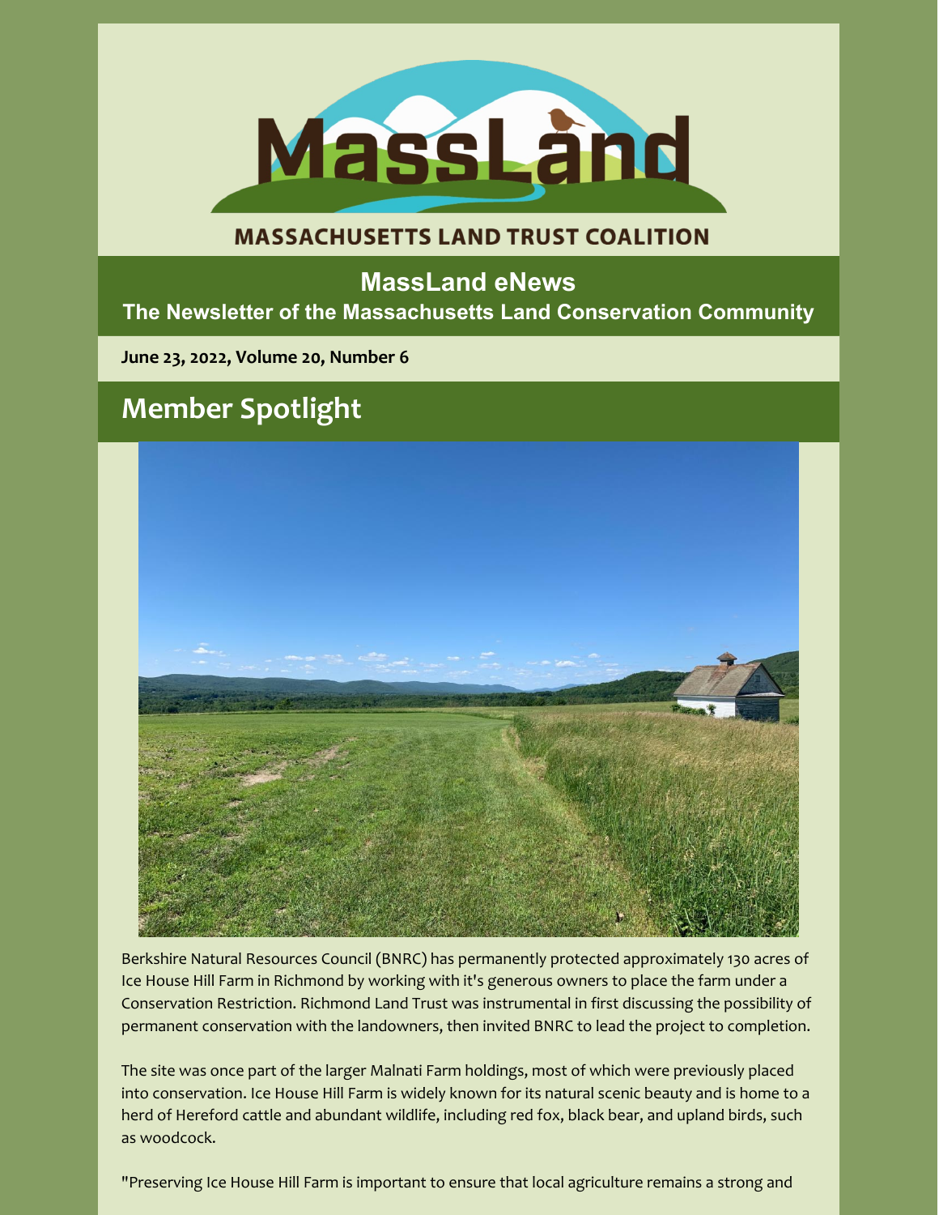MASSACHUSETTS LAND TRUST COALITION

# MassLand eNews

## The Newsletter of the Massachusetts Land Conservation Community

**June 23, 2022, Volume 20, Number 6**

## Member Spotlight

Berkshire Natural Resources Council (BNRC) has permanently protected approximately 130 acres of Ice House Hill Farm in Richmond by working with it's generous owners to place the farm under a Conservation Restriction. Richmond Land Trust was instrumental in first discussing the possibility of permanent conservation with the landowners, then invited BNRC to lead the project to completion.

The site was once part of the larger Malnati Farm holdings, most of which were previously placed into conservation. Ice House Hill Farm is widely known for its natural scenic beauty and is home to a herd of Hereford cattle and abundant wildlife, including red fox, black bear, and upland birds, such as woodcock.

"Preserving Ice House Hill Farm is important to ensure that local agriculture remains a strong and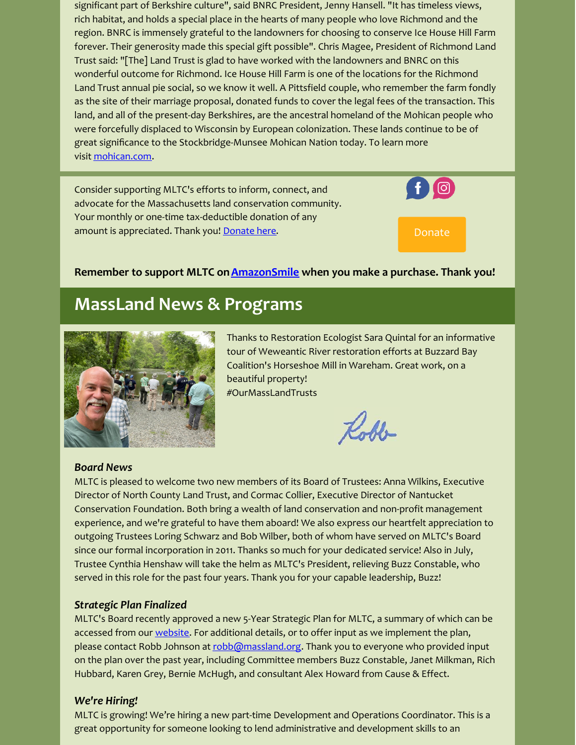significant part of Berkshire culture", said BNRC President, Jenny Hansell. "It has timeless views, rich habitat, and holds a special place in the hearts of many people who love Richmond and the region. BNRC is immensely grateful to the landowners for choosing to conserve Ice House Hill Farm forever. Their generosity made this special gift possible". Chris Magee, President of Richmond Land Trust said: "[The] Land Trust is glad to have worked with the landowners and BNRC on this wonderful outcome for Richmond. Ice House Hill Farm is one of the locations for the Richmond Land Trust annual pie social, so we know it well. A Pittsfield couple, who remember the farm fondly as the site of their marriage proposal, donated funds to cover the legal fees of the transaction. This land, and all of the present-day Berkshires, are the ancestral homeland of the Mohican people who were forcefully displaced to Wisconsin by European colonization. These lands continue to be of great significance to the Stockbridge-Munsee Mohican Nation today. To learn more visit mohican.com.

Consider supporting MLTC's efforts to inform, connect, and advocate for the Massachusetts land conservation community. Your monthly or one-time tax-deductible donation of any amount is appreciated. Thank you! Donate here.

Donate

**Remember to support MLTC on AmazonSmile when you make a purchase. Thank you!**

## MassLand News & Programs

Thanks to Restoration Ecologist Sara Quintal for an informative tour of Weweantic River restoration efforts at Buzzard Bay Coalition's Horseshoe Mill in Wareham. Great work, on a beautiful property!
#OurMassLandTrusts

Robb

***Board News***

MLTC is pleased to welcome two new members of its Board of Trustees: Anna Wilkins, Executive Director of North County Land Trust, and Cormac Collier, Executive Director of Nantucket Conservation Foundation. Both bring a wealth of land conservation and non-profit management experience, and we're grateful to have them aboard! We also express our heartfelt appreciation to outgoing Trustees Loring Schwarz and Bob Wilber, both of whom have served on MLTC's Board since our formal incorporation in 2011. Thanks so much for your dedicated service! Also in July, Trustee Cynthia Henshaw will take the helm as MLTC's President, relieving Buzz Constable, who served in this role for the past four years. Thank you for your capable leadership, Buzz!

***Strategic Plan Finalized***

MLTC's Board recently approved a new 5-Year Strategic Plan for MLTC, a summary of which can be accessed from our website. For additional details, or to offer input as we implement the plan, please contact Robb Johnson at robb@massland.org. Thank you to everyone who provided input on the plan over the past year, including Committee members Buzz Constable, Janet Milkman, Rich Hubbard, Karen Grey, Bernie McHugh, and consultant Alex Howard from Cause & Effect.

***We're Hiring!***

MLTC is growing! We're hiring a new part-time Development and Operations Coordinator. This is a great opportunity for someone looking to lend administrative and development skills to an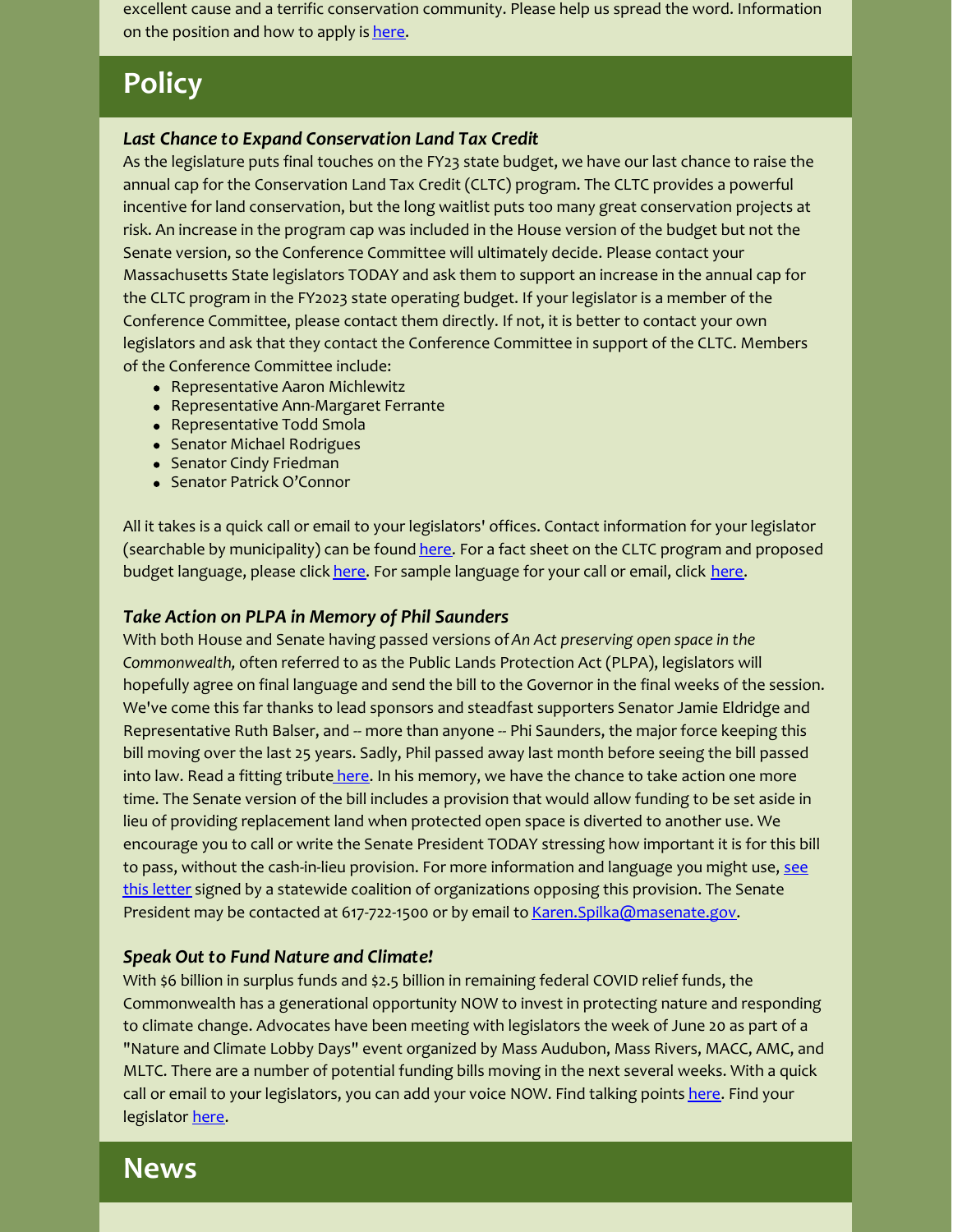excellent cause and a terrific conservation community. Please help us spread the word. Information on the position and how to apply is here.

## Policy

***Last Chance to Expand Conservation Land Tax Credit***

As the legislature puts final touches on the FY23 state budget, we have our last chance to raise the annual cap for the Conservation Land Tax Credit (CLTC) program. The CLTC provides a powerful incentive for land conservation, but the long waitlist puts too many great conservation projects at risk. An increase in the program cap was included in the House version of the budget but not the Senate version, so the Conference Committee will ultimately decide. Please contact your Massachusetts State legislators TODAY and ask them to support an increase in the annual cap for the CLTC program in the FY2023 state operating budget. If your legislator is a member of the Conference Committee, please contact them directly. If not, it is better to contact your own legislators and ask that they contact the Conference Committee in support of the CLTC. Members of the Conference Committee include:

- Representative Aaron Michlewitz
- Representative Ann-Margaret Ferrante
- Representative Todd Smola
- Senator Michael Rodrigues
- Senator Cindy Friedman
- Senator Patrick O'Connor

All it takes is a quick call or email to your legislators' offices. Contact information for your legislator (searchable by municipality) can be found here. For a fact sheet on the CLTC program and proposed budget language, please click here. For sample language for your call or email, click here.

***Take Action on PLPA in Memory of Phil Saunders***

With both House and Senate having passed versions of *An Act preserving open space in the Commonwealth,* often referred to as the Public Lands Protection Act (PLPA), legislators will hopefully agree on final language and send the bill to the Governor in the final weeks of the session. We've come this far thanks to lead sponsors and steadfast supporters Senator Jamie Eldridge and Representative Ruth Balser, and -- more than anyone -- Phi Saunders, the major force keeping this bill moving over the last 25 years. Sadly, Phil passed away last month before seeing the bill passed into law. Read a fitting tribute here. In his memory, we have the chance to take action one more time. The Senate version of the bill includes a provision that would allow funding to be set aside in lieu of providing replacement land when protected open space is diverted to another use. We encourage you to call or write the Senate President TODAY stressing how important it is for this bill to pass, without the cash-in-lieu provision. For more information and language you might use, see this letter signed by a statewide coalition of organizations opposing this provision. The Senate President may be contacted at 617-722-1500 or by email to Karen.Spilka@masenate.gov.

***Speak Out to Fund Nature and Climate!***

With $6 billion in surplus funds and $2.5 billion in remaining federal COVID relief funds, the Commonwealth has a generational opportunity NOW to invest in protecting nature and responding to climate change. Advocates have been meeting with legislators the week of June 20 as part of a "Nature and Climate Lobby Days" event organized by Mass Audubon, Mass Rivers, MACC, AMC, and MLTC. There are a number of potential funding bills moving in the next several weeks. With a quick call or email to your legislators, you can add your voice NOW. Find talking points here. Find your legislator here.

## News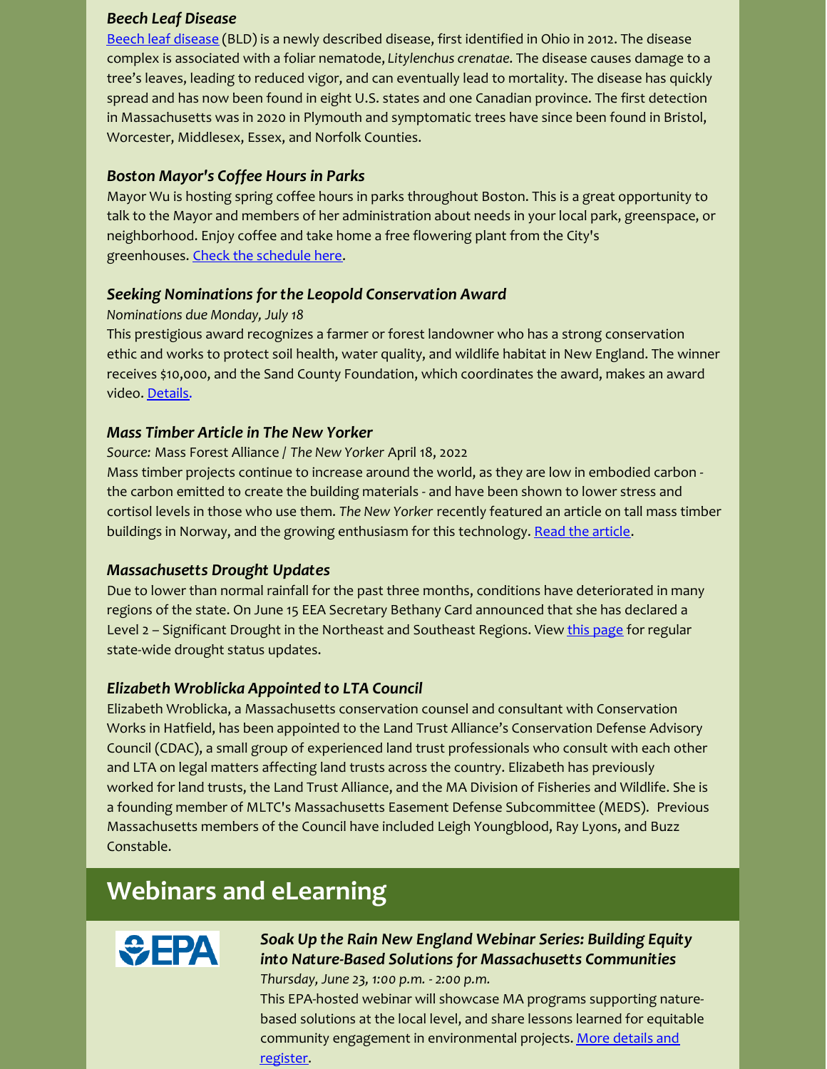### *Beech Leaf Disease*

Beech leaf disease (BLD) is a newly described disease, first identified in Ohio in 2012. The disease complex is associated with a foliar nematode, *Litylenchus crenatae*. The disease causes damage to a tree's leaves, leading to reduced vigor, and can eventually lead to mortality. The disease has quickly spread and has now been found in eight U.S. states and one Canadian province. The first detection in Massachusetts was in 2020 in Plymouth and symptomatic trees have since been found in Bristol, Worcester, Middlesex, Essex, and Norfolk Counties.

### *Boston Mayor's Coffee Hours in Parks*

Mayor Wu is hosting spring coffee hours in parks throughout Boston. This is a great opportunity to talk to the Mayor and members of her administration about needs in your local park, greenspace, or neighborhood. Enjoy coffee and take home a free flowering plant from the City's greenhouses. Check the schedule here.

### *Seeking Nominations for the Leopold Conservation Award*

*Nominations due Monday, July 18*

This prestigious award recognizes a farmer or forest landowner who has a strong conservation ethic and works to protect soil health, water quality, and wildlife habitat in New England. The winner receives $10,000, and the Sand County Foundation, which coordinates the award, makes an award video. Details.

### *Mass Timber Article in The New Yorker*

*Source:* Mass Forest Alliance / *The New Yorker* April 18, 2022

Mass timber projects continue to increase around the world, as they are low in embodied carbon - the carbon emitted to create the building materials - and have been shown to lower stress and cortisol levels in those who use them. *The New Yorker* recently featured an article on tall mass timber buildings in Norway, and the growing enthusiasm for this technology. Read the article.

### *Massachusetts Drought Updates*

Due to lower than normal rainfall for the past three months, conditions have deteriorated in many regions of the state. On June 15 EEA Secretary Bethany Card announced that she has declared a Level 2 – Significant Drought in the Northeast and Southeast Regions. View this page for regular state-wide drought status updates.

### *Elizabeth Wroblicka Appointed to LTA Council*

Elizabeth Wroblicka, a Massachusetts conservation counsel and consultant with Conservation Works in Hatfield, has been appointed to the Land Trust Alliance's Conservation Defense Advisory Council (CDAC), a small group of experienced land trust professionals who consult with each other and LTA on legal matters affecting land trusts across the country. Elizabeth has previously worked for land trusts, the Land Trust Alliance, and the MA Division of Fisheries and Wildlife. She is a founding member of MLTC's Massachusetts Easement Defense Subcommittee (MEDS). Previous Massachusetts members of the Council have included Leigh Youngblood, Ray Lyons, and Buzz Constable.

## Webinars and eLearning

EPA

### *Soak Up the Rain New England Webinar Series: Building Equity into Nature-Based Solutions for Massachusetts Communities*

*Thursday, June 23, 1:00 p.m. - 2:00 p.m.*

This EPA-hosted webinar will showcase MA programs supporting nature-based solutions at the local level, and share lessons learned for equitable community engagement in environmental projects. More details and register.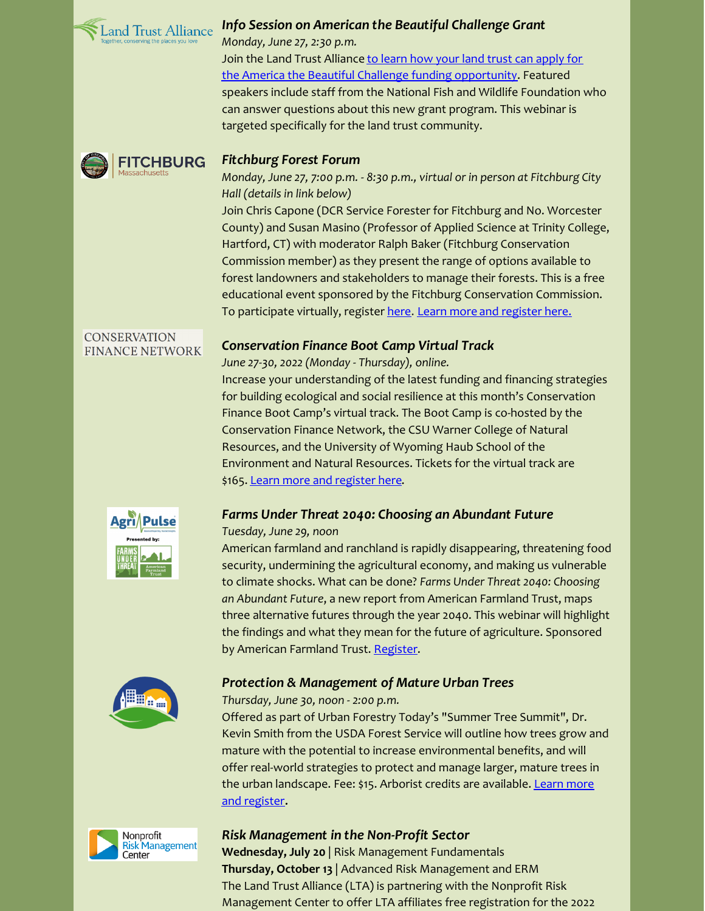### *Info Session on American the Beautiful Challenge Grant*

*Monday, June 27, 2:30 p.m.*

Join the Land Trust Alliance to learn how your land trust can apply for the America the Beautiful Challenge funding opportunity. Featured speakers include staff from the National Fish and Wildlife Foundation who can answer questions about this new grant program. This webinar is targeted specifically for the land trust community.

### *Fitchburg Forest Forum*

*Monday, June 27, 7:00 p.m. - 8:30 p.m., virtual or in person at Fitchburg City Hall (details in link below)*

Join Chris Capone (DCR Service Forester for Fitchburg and No. Worcester County) and Susan Masino (Professor of Applied Science at Trinity College, Hartford, CT) with moderator Ralph Baker (Fitchburg Conservation Commission member) as they present the range of options available to forest landowners and stakeholders to manage their forests. This is a free educational event sponsored by the Fitchburg Conservation Commission. To participate virtually, register here. Learn more and register here.

### *Conservation Finance Boot Camp Virtual Track*

*June 27-30, 2022 (Monday - Thursday), online.*

Increase your understanding of the latest funding and financing strategies for building ecological and social resilience at this month's Conservation Finance Boot Camp's virtual track. The Boot Camp is co-hosted by the Conservation Finance Network, the CSU Warner College of Natural Resources, and the University of Wyoming Haub School of the Environment and Natural Resources. Tickets for the virtual track are $165. Learn more and register here.

### *Farms Under Threat 2040: Choosing an Abundant Future*

*Tuesday, June 29, noon*

American farmland and ranchland is rapidly disappearing, threatening food security, undermining the agricultural economy, and making us vulnerable to climate shocks. What can be done? *Farms Under Threat 2040: Choosing an Abundant Future*, a new report from American Farmland Trust, maps three alternative futures through the year 2040. This webinar will highlight the findings and what they mean for the future of agriculture. Sponsored by American Farmland Trust. Register.

### *Protection & Management of Mature Urban Trees*

*Thursday, June 30, noon - 2:00 p.m.*

Offered as part of Urban Forestry Today's "Summer Tree Summit", Dr. Kevin Smith from the USDA Forest Service will outline how trees grow and mature with the potential to increase environmental benefits, and will offer real-world strategies to protect and manage larger, mature trees in the urban landscape. Fee: $15. Arborist credits are available. Learn more and register.

### *Risk Management in the Non-Profit Sector*

**Wednesday, July 20** | Risk Management Fundamentals

**Thursday, October 13** | Advanced Risk Management and ERM

The Land Trust Alliance (LTA) is partnering with the Nonprofit Risk Management Center to offer LTA affiliates free registration for the 2022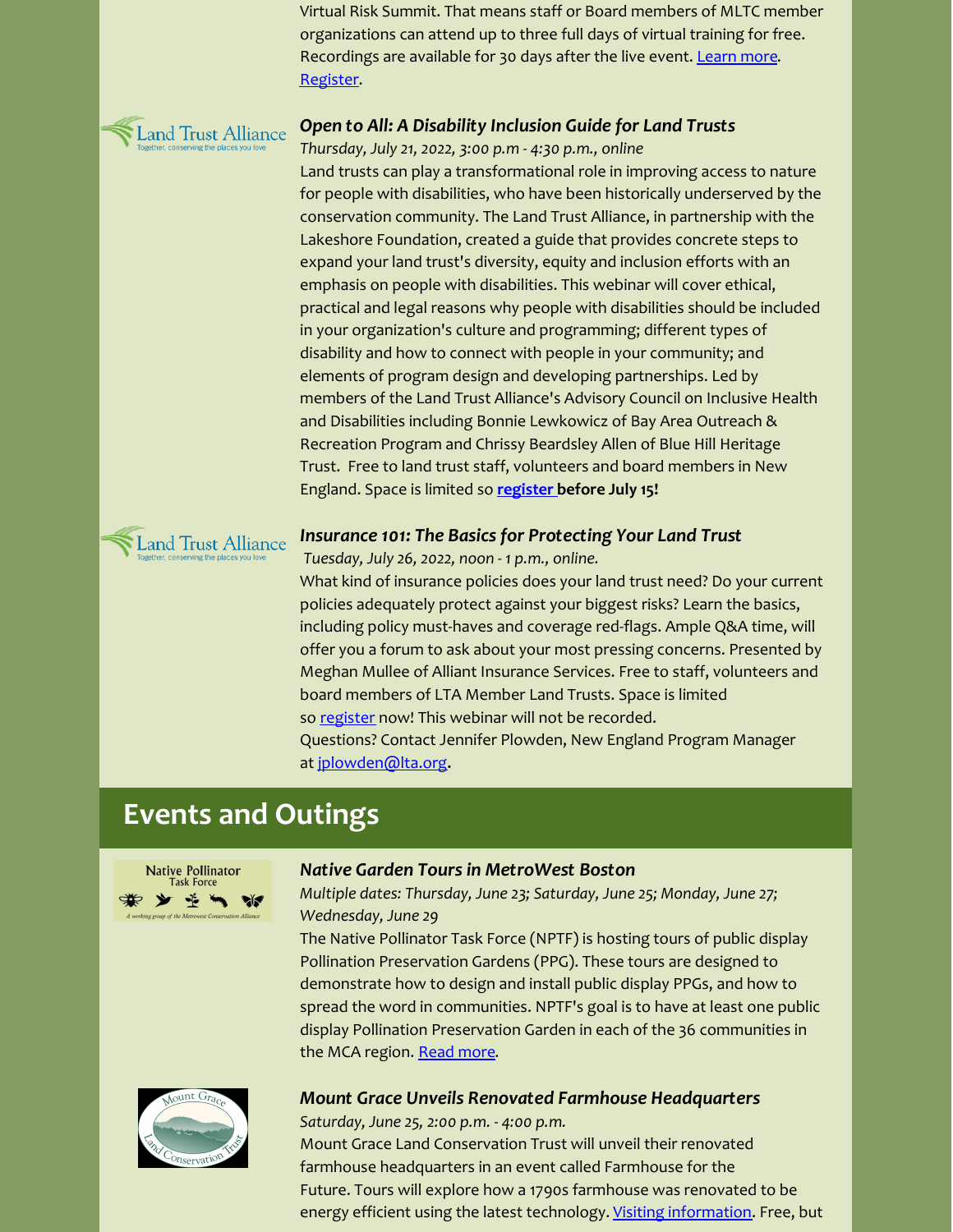Virtual Risk Summit. That means staff or Board members of MLTC member organizations can attend up to three full days of virtual training for free. Recordings are available for 30 days after the live event. Learn more. Register.

### *Open to All: A Disability Inclusion Guide for Land Trusts*

*Thursday, July 21, 2022, 3:00 p.m - 4:30 p.m., online*

Land trusts can play a transformational role in improving access to nature for people with disabilities, who have been historically underserved by the conservation community. The Land Trust Alliance, in partnership with the Lakeshore Foundation, created a guide that provides concrete steps to expand your land trust's diversity, equity and inclusion efforts with an emphasis on people with disabilities. This webinar will cover ethical, practical and legal reasons why people with disabilities should be included in your organization's culture and programming; different types of disability and how to connect with people in your community; and elements of program design and developing partnerships. Led by members of the Land Trust Alliance's Advisory Council on Inclusive Health and Disabilities including Bonnie Lewkowicz of Bay Area Outreach & Recreation Program and Chrissy Beardsley Allen of Blue Hill Heritage Trust. Free to land trust staff, volunteers and board members in New England. Space is limited so **register before July 15!**

### *Insurance 101: The Basics for Protecting Your Land Trust*

*Tuesday, July 26, 2022, noon - 1 p.m., online.*

What kind of insurance policies does your land trust need? Do your current policies adequately protect against your biggest risks? Learn the basics, including policy must-haves and coverage red-flags. Ample Q&A time, will offer you a forum to ask about your most pressing concerns. Presented by Meghan Mullee of Alliant Insurance Services. Free to staff, volunteers and board members of LTA Member Land Trusts. Space is limited so register now! This webinar will not be recorded.

Questions? Contact Jennifer Plowden, New England Program Manager at jplowden@lta.org.

## Events and Outings

### *Native Garden Tours in MetroWest Boston*

*Multiple dates: Thursday, June 23; Saturday, June 25; Monday, June 27; Wednesday, June 29*

The Native Pollinator Task Force (NPTF) is hosting tours of public display Pollination Preservation Gardens (PPG). These tours are designed to demonstrate how to design and install public display PPGs, and how to spread the word in communities. NPTF's goal is to have at least one public display Pollination Preservation Garden in each of the 36 communities in the MCA region. Read more.

### *Mount Grace Unveils Renovated Farmhouse Headquarters*

*Saturday, June 25, 2:00 p.m. - 4:00 p.m.*

Mount Grace Land Conservation Trust will unveil their renovated farmhouse headquarters in an event called Farmhouse for the Future. Tours will explore how a 1790s farmhouse was renovated to be energy efficient using the latest technology. Visiting information. Free, but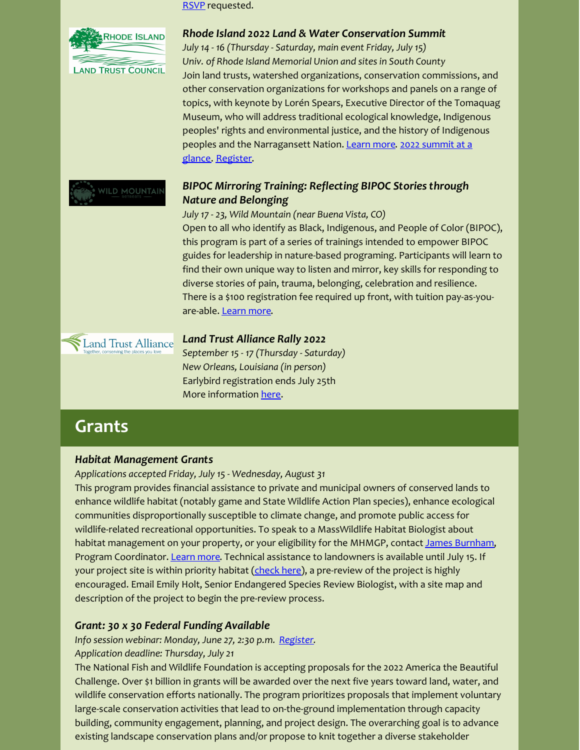RSVP requested.

### *Rhode Island 2022 Land & Water Conservation Summit*

*July 14 - 16 (Thursday - Saturday, main event Friday, July 15)*
*Univ. of Rhode Island Memorial Union and sites in South County*
Join land trusts, watershed organizations, conservation commissions, and other conservation organizations for workshops and panels on a range of topics, with keynote by Lorén Spears, Executive Director of the Tomaquag Museum, who will address traditional ecological knowledge, Indigenous peoples' rights and environmental justice, and the history of Indigenous peoples and the Narragansett Nation. Learn more. 2022 summit at a glance. Register.

### *BIPOC Mirroring Training: Reflecting BIPOC Stories through Nature and Belonging*

*July 17 - 23, Wild Mountain (near Buena Vista, CO)*
Open to all who identify as Black, Indigenous, and People of Color (BIPOC), this program is part of a series of trainings intended to empower BIPOC guides for leadership in nature-based programing. Participants will learn to find their own unique way to listen and mirror, key skills for responding to diverse stories of pain, trauma, belonging, celebration and resilience. There is a $100 registration fee required up front, with tuition pay-as-you-are-able. Learn more.

### *Land Trust Alliance Rally 2022*

*September 15 - 17 (Thursday - Saturday)*
*New Orleans, Louisiana (in person)*
Earlybird registration ends July 25th
More information here.

## Grants

### *Habitat Management Grants*

*Applications accepted Friday, July 15 - Wednesday, August 31*
This program provides financial assistance to private and municipal owners of conserved lands to enhance wildlife habitat (notably game and State Wildlife Action Plan species), enhance ecological communities disproportionally susceptible to climate change, and promote public access for wildlife-related recreational opportunities. To speak to a MassWildlife Habitat Biologist about habitat management on your property, or your eligibility for the MHMGP, contact James Burnham, Program Coordinator. Learn more. Technical assistance to landowners is available until July 15. If your project site is within priority habitat (check here), a pre-review of the project is highly encouraged. Email Emily Holt, Senior Endangered Species Review Biologist, with a site map and description of the project to begin the pre-review process.

### *Grant: 30 x 30 Federal Funding Available*

*Info session webinar: Monday, June 27, 2:30 p.m. Register.*
*Application deadline: Thursday, July 21*
The National Fish and Wildlife Foundation is accepting proposals for the 2022 America the Beautiful Challenge. Over $1 billion in grants will be awarded over the next five years toward land, water, and wildlife conservation efforts nationally. The program prioritizes proposals that implement voluntary large-scale conservation activities that lead to on-the-ground implementation through capacity building, community engagement, planning, and project design. The overarching goal is to advance existing landscape conservation plans and/or propose to knit together a diverse stakeholder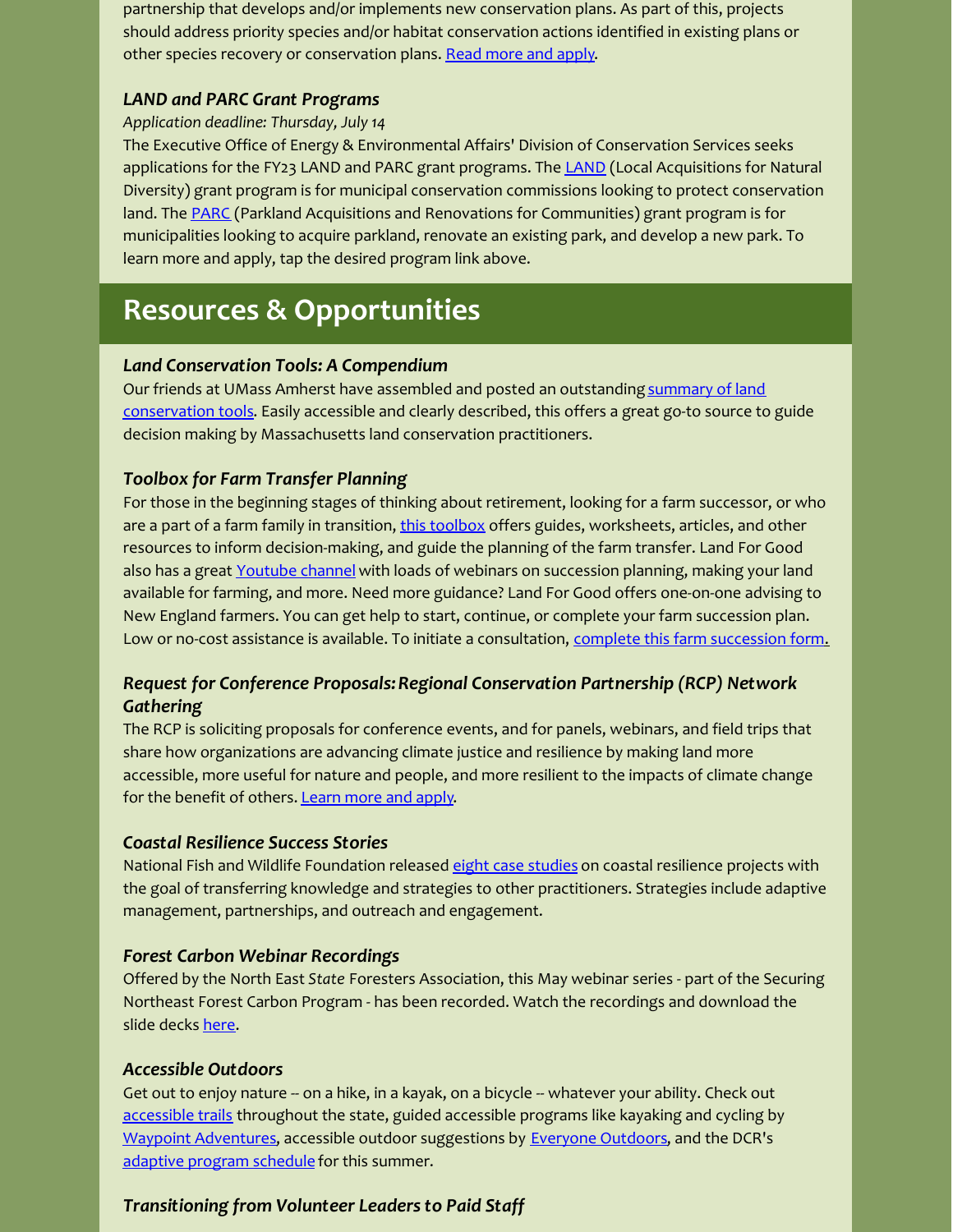partnership that develops and/or implements new conservation plans. As part of this, projects should address priority species and/or habitat conservation actions identified in existing plans or other species recovery or conservation plans. Read more and apply.

### *LAND and PARC Grant Programs*

*Application deadline: Thursday, July 14*

The Executive Office of Energy & Environmental Affairs' Division of Conservation Services seeks applications for the FY23 LAND and PARC grant programs. The LAND (Local Acquisitions for Natural Diversity) grant program is for municipal conservation commissions looking to protect conservation land. The PARC (Parkland Acquisitions and Renovations for Communities) grant program is for municipalities looking to acquire parkland, renovate an existing park, and develop a new park. To learn more and apply, tap the desired program link above.

## Resources & Opportunities

### *Land Conservation Tools: A Compendium*

Our friends at UMass Amherst have assembled and posted an outstanding summary of land conservation tools. Easily accessible and clearly described, this offers a great go-to source to guide decision making by Massachusetts land conservation practitioners.

### *Toolbox for Farm Transfer Planning*

For those in the beginning stages of thinking about retirement, looking for a farm successor, or who are a part of a farm family in transition, this toolbox offers guides, worksheets, articles, and other resources to inform decision-making, and guide the planning of the farm transfer. Land For Good also has a great Youtube channel with loads of webinars on succession planning, making your land available for farming, and more. Need more guidance? Land For Good offers one-on-one advising to New England farmers. You can get help to start, continue, or complete your farm succession plan. Low or no-cost assistance is available. To initiate a consultation, complete this farm succession form.

### *Request for Conference Proposals: Regional Conservation Partnership (RCP) Network Gathering*

The RCP is soliciting proposals for conference events, and for panels, webinars, and field trips that share how organizations are advancing climate justice and resilience by making land more accessible, more useful for nature and people, and more resilient to the impacts of climate change for the benefit of others. Learn more and apply.

### *Coastal Resilience Success Stories*

National Fish and Wildlife Foundation released eight case studies on coastal resilience projects with the goal of transferring knowledge and strategies to other practitioners. Strategies include adaptive management, partnerships, and outreach and engagement.

### *Forest Carbon Webinar Recordings*

Offered by the North East *State* Foresters Association, this May webinar series - part of the Securing Northeast Forest Carbon Program - has been recorded. Watch the recordings and download the slide decks here.

### *Accessible Outdoors*

Get out to enjoy nature -- on a hike, in a kayak, on a bicycle -- whatever your ability. Check out accessible trails throughout the state, guided accessible programs like kayaking and cycling by Waypoint Adventures, accessible outdoor suggestions by Everyone Outdoors, and the DCR's adaptive program schedule for this summer.

### *Transitioning from Volunteer Leaders to Paid Staff*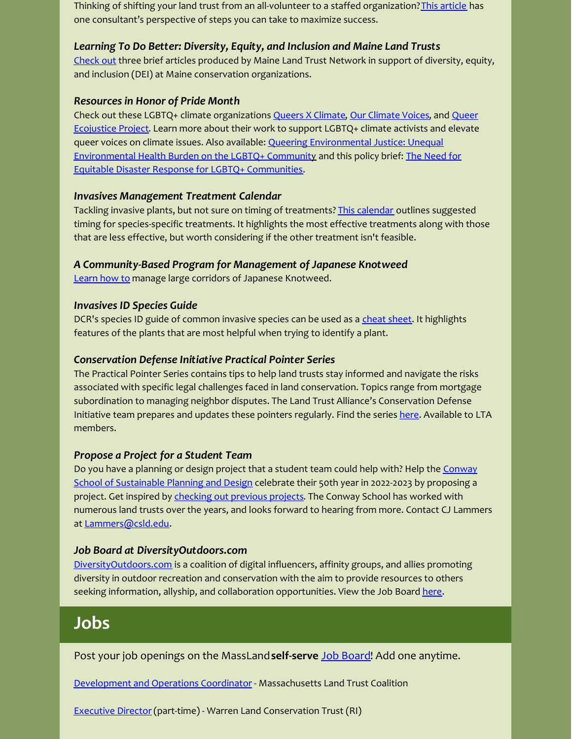Thinking of shifting your land trust from an all-volunteer to a staffed organization? This article has one consultant's perspective of steps you can take to maximize success.

***Learning To Do Better: Diversity, Equity, and Inclusion and Maine Land Trusts***

Check out three brief articles produced by Maine Land Trust Network in support of diversity, equity, and inclusion (DEI) at Maine conservation organizations.

***Resources in Honor of Pride Month***

Check out these LGBTQ+ climate organizations Queers X Climate, Our Climate Voices, and Queer Ecojustice Project. Learn more about their work to support LGBTQ+ climate activists and elevate queer voices on climate issues. Also available: Queering Environmental Justice: Unequal Environmental Health Burden on the LGBTQ+ Community and this policy brief: The Need for Equitable Disaster Response for LGBTQ+ Communities.

***Invasives Management Treatment Calendar***

Tackling invasive plants, but not sure on timing of treatments? This calendar outlines suggested timing for species-specific treatments. It highlights the most effective treatments along with those that are less effective, but worth considering if the other treatment isn't feasible.

***A Community-Based Program for Management of Japanese Knotweed***

Learn how to manage large corridors of Japanese Knotweed.

***Invasives ID Species Guide***

DCR's species ID guide of common invasive species can be used as a cheat sheet. It highlights features of the plants that are most helpful when trying to identify a plant.

***Conservation Defense Initiative Practical Pointer Series***

The Practical Pointer Series contains tips to help land trusts stay informed and navigate the risks associated with specific legal challenges faced in land conservation. Topics range from mortgage subordination to managing neighbor disputes. The Land Trust Alliance's Conservation Defense Initiative team prepares and updates these pointers regularly. Find the series here. Available to LTA members.

***Propose a Project for a Student Team***

Do you have a planning or design project that a student team could help with? Help the Conway School of Sustainable Planning and Design celebrate their 50th year in 2022-2023 by proposing a project. Get inspired by checking out previous projects. The Conway School has worked with numerous land trusts over the years, and looks forward to hearing from more. Contact CJ Lammers at Lammers@csld.edu.

***Job Board at DiversityOutdoors.com***

DiversityOutdoors.com is a coalition of digital influencers, affinity groups, and allies promoting diversity in outdoor recreation and conservation with the aim to provide resources to others seeking information, allyship, and collaboration opportunities. View the Job Board here.

## Jobs

Post your job openings on the MassLand **self-serve** Job Board! Add one anytime.

Development and Operations Coordinator - Massachusetts Land Trust Coalition

Executive Director (part-time) - Warren Land Conservation Trust (RI)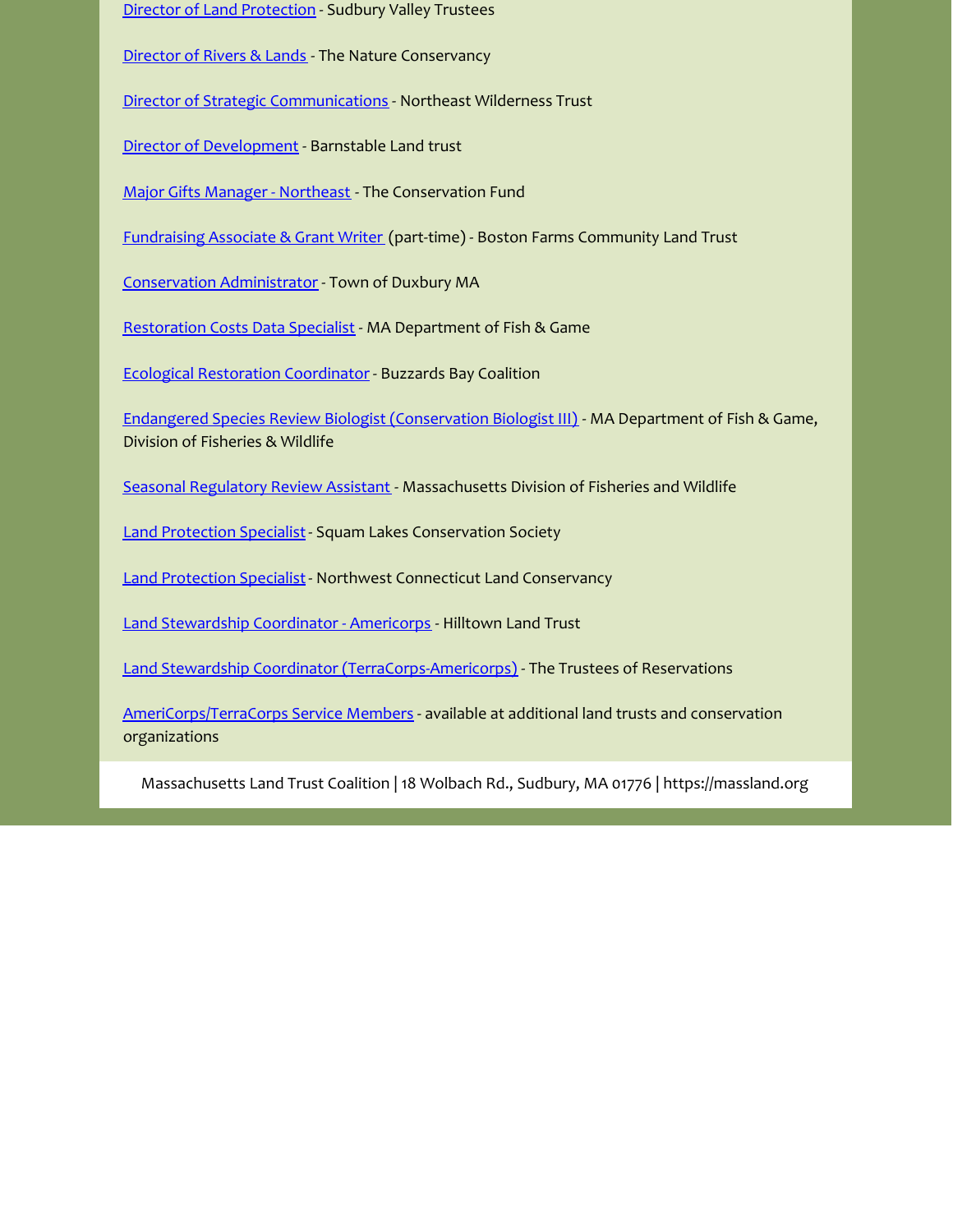Director of Land Protection - Sudbury Valley Trustees

Director of Rivers & Lands - The Nature Conservancy

Director of Strategic Communications - Northeast Wilderness Trust

Director of Development - Barnstable Land trust

Major Gifts Manager - Northeast - The Conservation Fund

Fundraising Associate & Grant Writer (part-time) - Boston Farms Community Land Trust

Conservation Administrator - Town of Duxbury MA

Restoration Costs Data Specialist - MA Department of Fish & Game

Ecological Restoration Coordinator - Buzzards Bay Coalition

Endangered Species Review Biologist (Conservation Biologist III) - MA Department of Fish & Game, Division of Fisheries & Wildlife

Seasonal Regulatory Review Assistant - Massachusetts Division of Fisheries and Wildlife

Land Protection Specialist - Squam Lakes Conservation Society

Land Protection Specialist - Northwest Connecticut Land Conservancy

Land Stewardship Coordinator - Americorps - Hilltown Land Trust

Land Stewardship Coordinator (TerraCorps-Americorps) - The Trustees of Reservations

AmeriCorps/TerraCorps Service Members - available at additional land trusts and conservation organizations

Massachusetts Land Trust Coalition | 18 Wolbach Rd., Sudbury, MA 01776 | https://massland.org